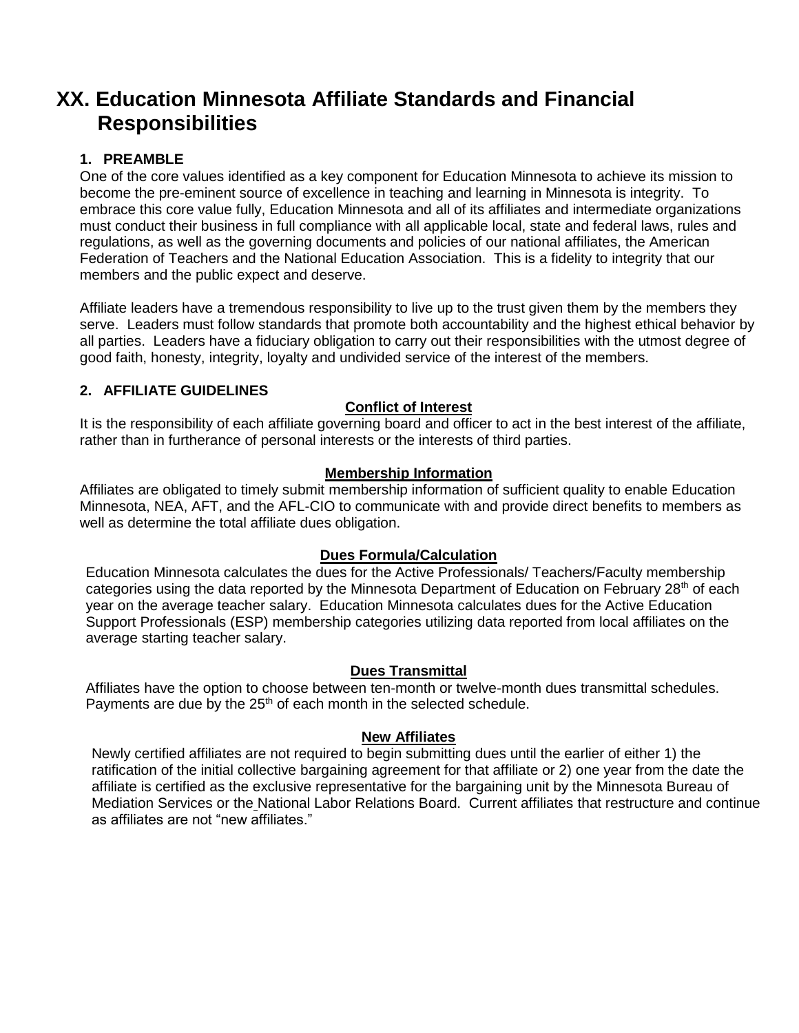# XX. Education Minnesota Affiliate Standards and Financial Responsibilities

### 1. PREAMBLE

One of the core values identified as a key component for Education Minnesota to achieve its mission to become the pre-eminent source of excellence in teaching and learning in Minnesota is integrity. To embrace this core value fully, Education Minnesota and all of its affiliates and intermediate organizations must conduct their business in full compliance with all applicable local, state and federal laws, rules and regulations, as well as the governing documents and policies of our national affiliates, the American Federation of Teachers and the National Education Association. This is a fidelity to integrity that our members and the public expect and deserve.

Affiliate leaders have a tremendous responsibility to live up to the trust given them by the members they serve. Leaders must follow standards that promote both accountability and the highest ethical behavior by all parties. Leaders have a fiduciary obligation to carry out their responsibilities with the utmost degree of good faith, honesty, integrity, loyalty and undivided service of the interest of the members.

### 2. AFFILIATE GUIDELINES

**Conflict of Interest**

It is the responsibility of each affiliate governing board and officer to act in the best interest of the affiliate, rather than in furtherance of personal interests or the interests of third parties.

**Membership Information**

Affiliates are obligated to timely submit membership information of sufficient quality to enable Education Minnesota, NEA, AFT, and the AFL-CIO to communicate with and provide direct benefits to members as well as determine the total affiliate dues obligation.

**Dues Formula/Calculation**

Education Minnesota calculates the dues for the Active Professionals/ Teachers/Faculty membership categories using the data reported by the Minnesota Department of Education on February 28th of each year on the average teacher salary. Education Minnesota calculates dues for the Active Education Support Professionals (ESP) membership categories utilizing data reported from local affiliates on the average starting teacher salary.

**Dues Transmittal**

Affiliates have the option to choose between ten-month or twelve-month dues transmittal schedules. Payments are due by the 25th of each month in the selected schedule.

**New Affiliates**

Newly certified affiliates are not required to begin submitting dues until the earlier of either 1) the ratification of the initial collective bargaining agreement for that affiliate or 2) one year from the date the affiliate is certified as the exclusive representative for the bargaining unit by the Minnesota Bureau of Mediation Services or the National Labor Relations Board. Current affiliates that restructure and continue as affiliates are not "new affiliates."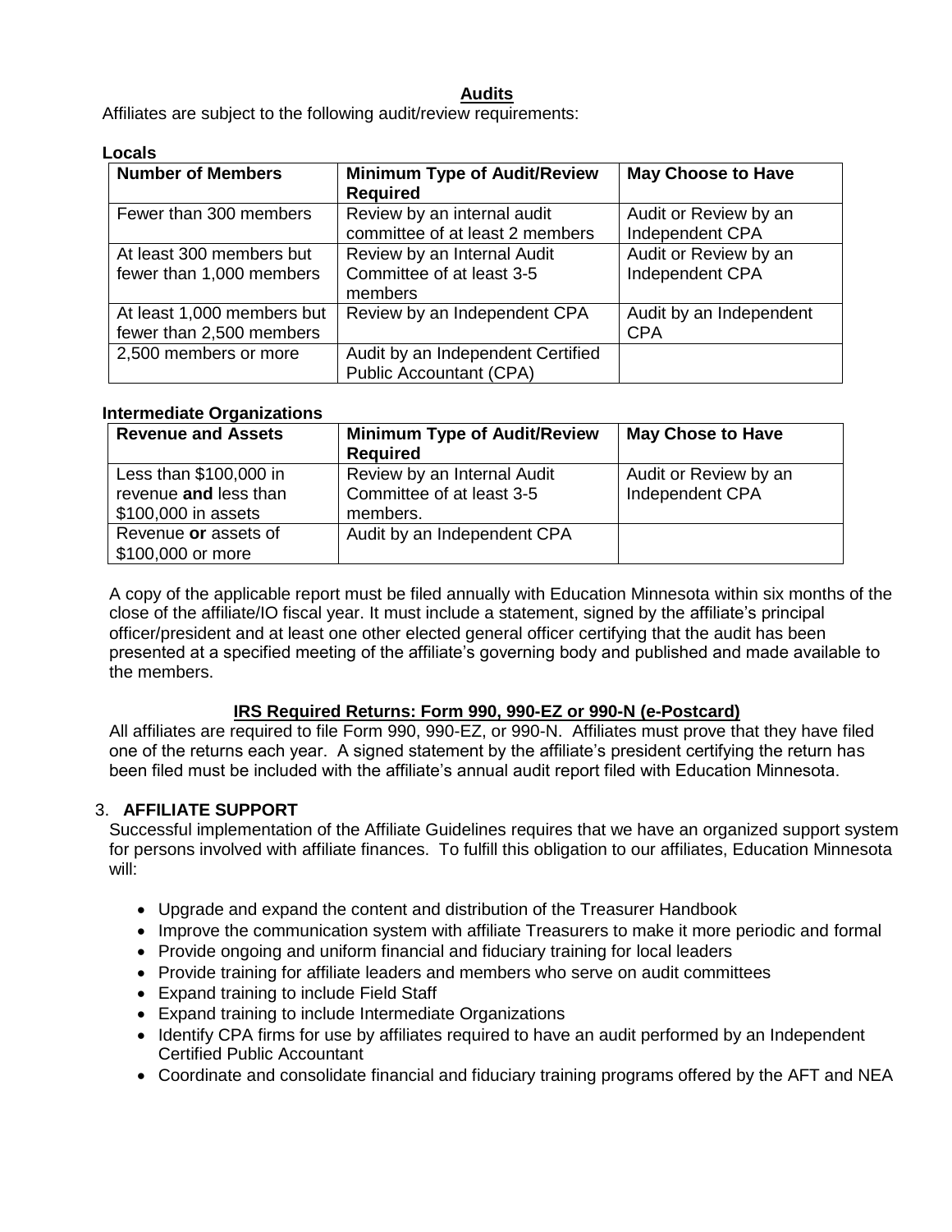## Audits

Affiliates are subject to the following audit/review requirements:

**Locals**

| Number of Members | Minimum Type of Audit/Review Required | May Choose to Have |
|---|---|---|
| Fewer than 300 members | Review by an internal audit committee of at least 2 members | Audit or Review by an Independent CPA |
| At least 300 members but fewer than 1,000 members | Review by an Internal Audit Committee of at least 3-5 members | Audit or Review by an Independent CPA |
| At least 1,000 members but fewer than 2,500 members | Review by an Independent CPA | Audit by an Independent CPA |
| 2,500 members or more | Audit by an Independent Certified Public Accountant (CPA) | |

**Intermediate Organizations**

| Revenue and Assets | Minimum Type of Audit/Review Required | May Chose to Have |
|---|---|---|
| Less than $100,000 in revenue **and** less than $100,000 in assets | Review by an Internal Audit Committee of at least 3-5 members. | Audit or Review by an Independent CPA |
| Revenue **or** assets of $100,000 or more | Audit by an Independent CPA | |

A copy of the applicable report must be filed annually with Education Minnesota within six months of the close of the affiliate/IO fiscal year. It must include a statement, signed by the affiliate's principal officer/president and at least one other elected general officer certifying that the audit has been presented at a specified meeting of the affiliate's governing body and published and made available to the members.

## IRS Required Returns: Form 990, 990-EZ or 990-N (e-Postcard)

All affiliates are required to file Form 990, 990-EZ, or 990-N. Affiliates must prove that they have filed one of the returns each year. A signed statement by the affiliate's president certifying the return has been filed must be included with the affiliate's annual audit report filed with Education Minnesota.

### 3. AFFILIATE SUPPORT

Successful implementation of the Affiliate Guidelines requires that we have an organized support system for persons involved with affiliate finances. To fulfill this obligation to our affiliates, Education Minnesota will:

- Upgrade and expand the content and distribution of the Treasurer Handbook
- Improve the communication system with affiliate Treasurers to make it more periodic and formal
- Provide ongoing and uniform financial and fiduciary training for local leaders
- Provide training for affiliate leaders and members who serve on audit committees
- Expand training to include Field Staff
- Expand training to include Intermediate Organizations
- Identify CPA firms for use by affiliates required to have an audit performed by an Independent Certified Public Accountant
- Coordinate and consolidate financial and fiduciary training programs offered by the AFT and NEA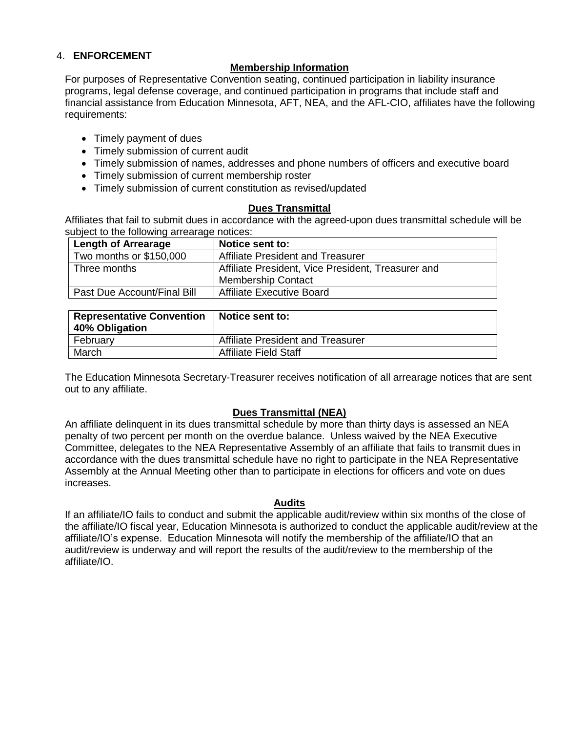4. **ENFORCEMENT**

**Membership Information**

For purposes of Representative Convention seating, continued participation in liability insurance programs, legal defense coverage, and continued participation in programs that include staff and financial assistance from Education Minnesota, AFT, NEA, and the AFL-CIO, affiliates have the following requirements:

- Timely payment of dues
- Timely submission of current audit
- Timely submission of names, addresses and phone numbers of officers and executive board
- Timely submission of current membership roster
- Timely submission of current constitution as revised/updated

**Dues Transmittal**

Affiliates that fail to submit dues in accordance with the agreed-upon dues transmittal schedule will be subject to the following arrearage notices:

| Length of Arrearage | Notice sent to: |
| --- | --- |
| Two months or $150,000 | Affiliate President and Treasurer |
| Three months | Affiliate President, Vice President, Treasurer and Membership Contact |
| Past Due Account/Final Bill | Affiliate Executive Board |

| Representative Convention 40% Obligation | Notice sent to: |
| --- | --- |
| February | Affiliate President and Treasurer |
| March | Affiliate Field Staff |

The Education Minnesota Secretary-Treasurer receives notification of all arrearage notices that are sent out to any affiliate.

**Dues Transmittal (NEA)**

An affiliate delinquent in its dues transmittal schedule by more than thirty days is assessed an NEA penalty of two percent per month on the overdue balance. Unless waived by the NEA Executive Committee, delegates to the NEA Representative Assembly of an affiliate that fails to transmit dues in accordance with the dues transmittal schedule have no right to participate in the NEA Representative Assembly at the Annual Meeting other than to participate in elections for officers and vote on dues increases.

**Audits**

If an affiliate/IO fails to conduct and submit the applicable audit/review within six months of the close of the affiliate/IO fiscal year, Education Minnesota is authorized to conduct the applicable audit/review at the affiliate/IO's expense. Education Minnesota will notify the membership of the affiliate/IO that an audit/review is underway and will report the results of the audit/review to the membership of the affiliate/IO.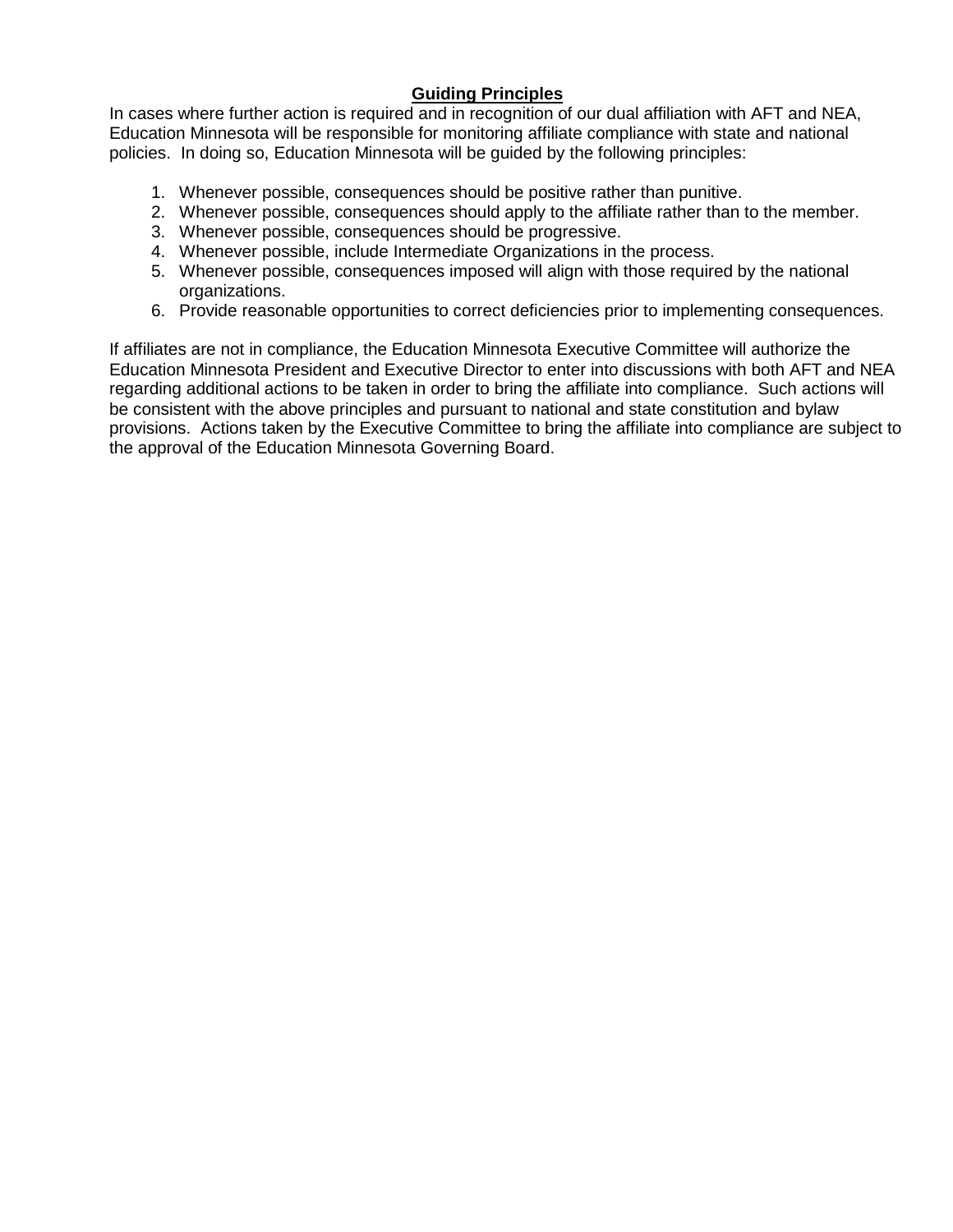## **Guiding Principles**

In cases where further action is required and in recognition of our dual affiliation with AFT and NEA, Education Minnesota will be responsible for monitoring affiliate compliance with state and national policies. In doing so, Education Minnesota will be guided by the following principles:

1. Whenever possible, consequences should be positive rather than punitive.
2. Whenever possible, consequences should apply to the affiliate rather than to the member.
3. Whenever possible, consequences should be progressive.
4. Whenever possible, include Intermediate Organizations in the process.
5. Whenever possible, consequences imposed will align with those required by the national organizations.
6. Provide reasonable opportunities to correct deficiencies prior to implementing consequences.

If affiliates are not in compliance, the Education Minnesota Executive Committee will authorize the Education Minnesota President and Executive Director to enter into discussions with both AFT and NEA regarding additional actions to be taken in order to bring the affiliate into compliance. Such actions will be consistent with the above principles and pursuant to national and state constitution and bylaw provisions. Actions taken by the Executive Committee to bring the affiliate into compliance are subject to the approval of the Education Minnesota Governing Board.